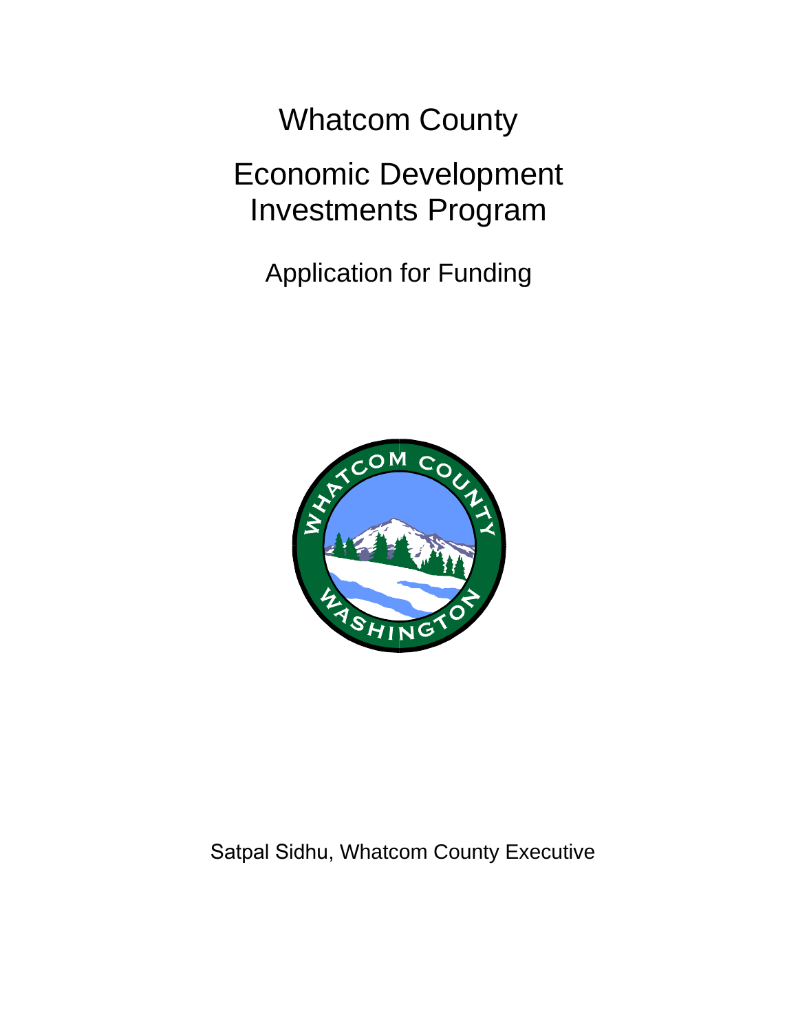# Whatcom County

## Economic Development Investments Program

### Application for Funding

Satpal Sidhu, Whatcom County Executive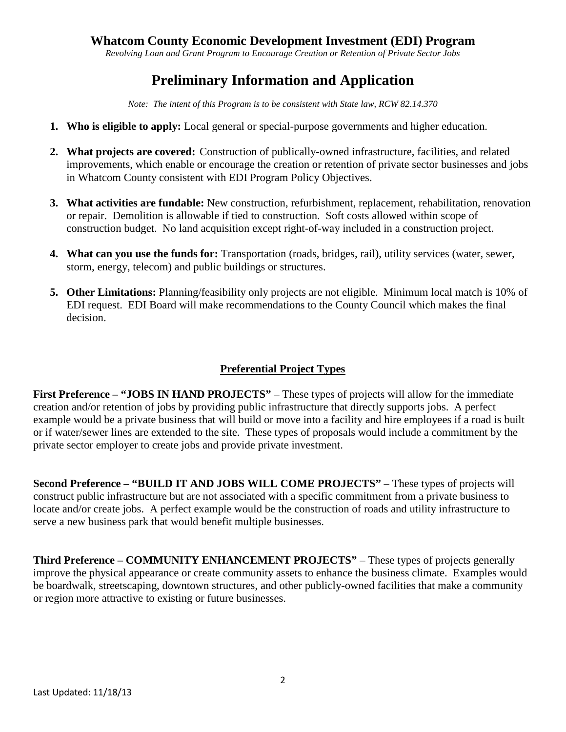# Whatcom County Economic Development Investment (EDI) Program

*Revolving Loan and Grant Program to Encourage Creation or Retention of Private Sector Jobs*

## Preliminary Information and Application

*Note: The intent of this Program is to be consistent with State law, RCW 82.14.370*

1. **Who is eligible to apply:** Local general or special-purpose governments and higher education.
2. **What projects are covered:** Construction of publically-owned infrastructure, facilities, and related improvements, which enable or encourage the creation or retention of private sector businesses and jobs in Whatcom County consistent with EDI Program Policy Objectives.
3. **What activities are fundable:** New construction, refurbishment, replacement, rehabilitation, renovation or repair. Demolition is allowable if tied to construction. Soft costs allowed within scope of construction budget. No land acquisition except right-of-way included in a construction project.
4. **What can you use the funds for:** Transportation (roads, bridges, rail), utility services (water, sewer, storm, energy, telecom) and public buildings or structures.
5. **Other Limitations:** Planning/feasibility only projects are not eligible. Minimum local match is 10% of EDI request. EDI Board will make recommendations to the County Council which makes the final decision.

### Preferential Project Types

**First Preference – "JOBS IN HAND PROJECTS"** – These types of projects will allow for the immediate creation and/or retention of jobs by providing public infrastructure that directly supports jobs. A perfect example would be a private business that will build or move into a facility and hire employees if a road is built or if water/sewer lines are extended to the site. These types of proposals would include a commitment by the private sector employer to create jobs and provide private investment.

**Second Preference – "BUILD IT AND JOBS WILL COME PROJECTS"** – These types of projects will construct public infrastructure but are not associated with a specific commitment from a private business to locate and/or create jobs. A perfect example would be the construction of roads and utility infrastructure to serve a new business park that would benefit multiple businesses.

**Third Preference – COMMUNITY ENHANCEMENT PROJECTS"** – These types of projects generally improve the physical appearance or create community assets to enhance the business climate. Examples would be boardwalk, streetscaping, downtown structures, and other publicly-owned facilities that make a community or region more attractive to existing or future businesses.

Last Updated: 11/18/13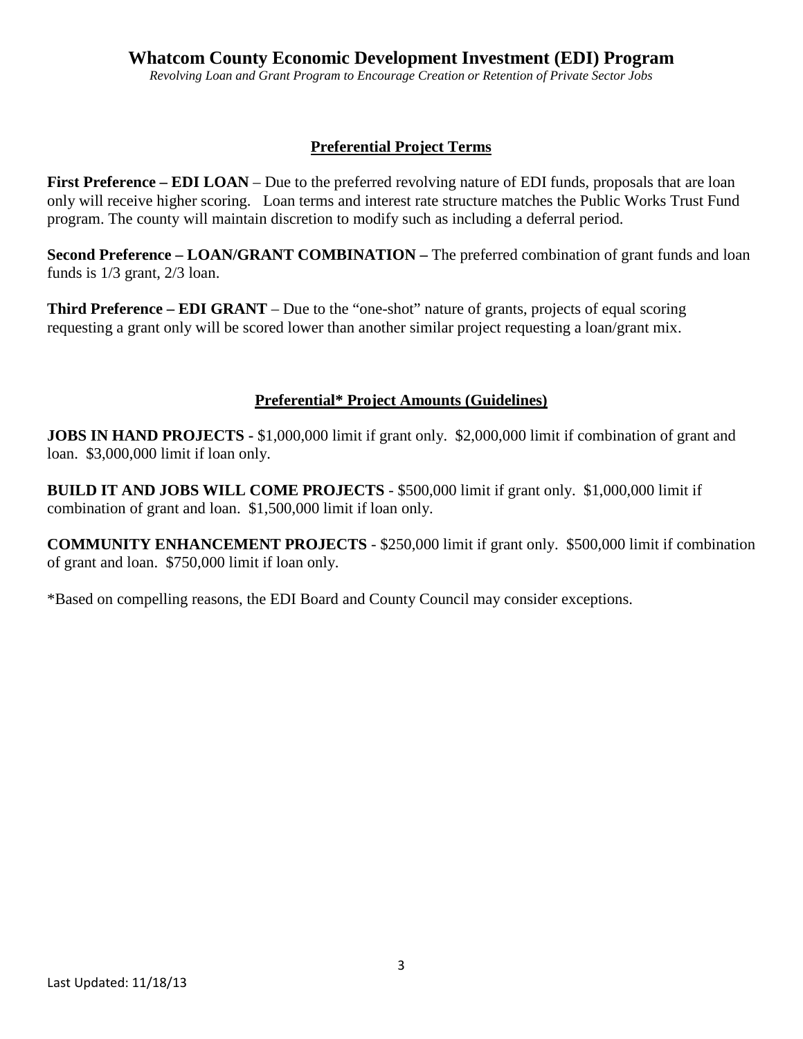# Whatcom County Economic Development Investment (EDI) Program

*Revolving Loan and Grant Program to Encourage Creation or Retention of Private Sector Jobs*

## Preferential Project Terms

**First Preference – EDI LOAN** – Due to the preferred revolving nature of EDI funds, proposals that are loan only will receive higher scoring. Loan terms and interest rate structure matches the Public Works Trust Fund program. The county will maintain discretion to modify such as including a deferral period.

**Second Preference – LOAN/GRANT COMBINATION –** The preferred combination of grant funds and loan funds is 1/3 grant, 2/3 loan.

**Third Preference – EDI GRANT** – Due to the "one-shot" nature of grants, projects of equal scoring requesting a grant only will be scored lower than another similar project requesting a loan/grant mix.

## Preferential* Project Amounts (Guidelines)

**JOBS IN HAND PROJECTS -** $1,000,000 limit if grant only. $2,000,000 limit if combination of grant and loan. $3,000,000 limit if loan only.

**BUILD IT AND JOBS WILL COME PROJECTS** - $500,000 limit if grant only. $1,000,000 limit if combination of grant and loan. $1,500,000 limit if loan only.

**COMMUNITY ENHANCEMENT PROJECTS** - $250,000 limit if grant only. $500,000 limit if combination of grant and loan. $750,000 limit if loan only.

*Based on compelling reasons, the EDI Board and County Council may consider exceptions.

Last Updated: 11/18/13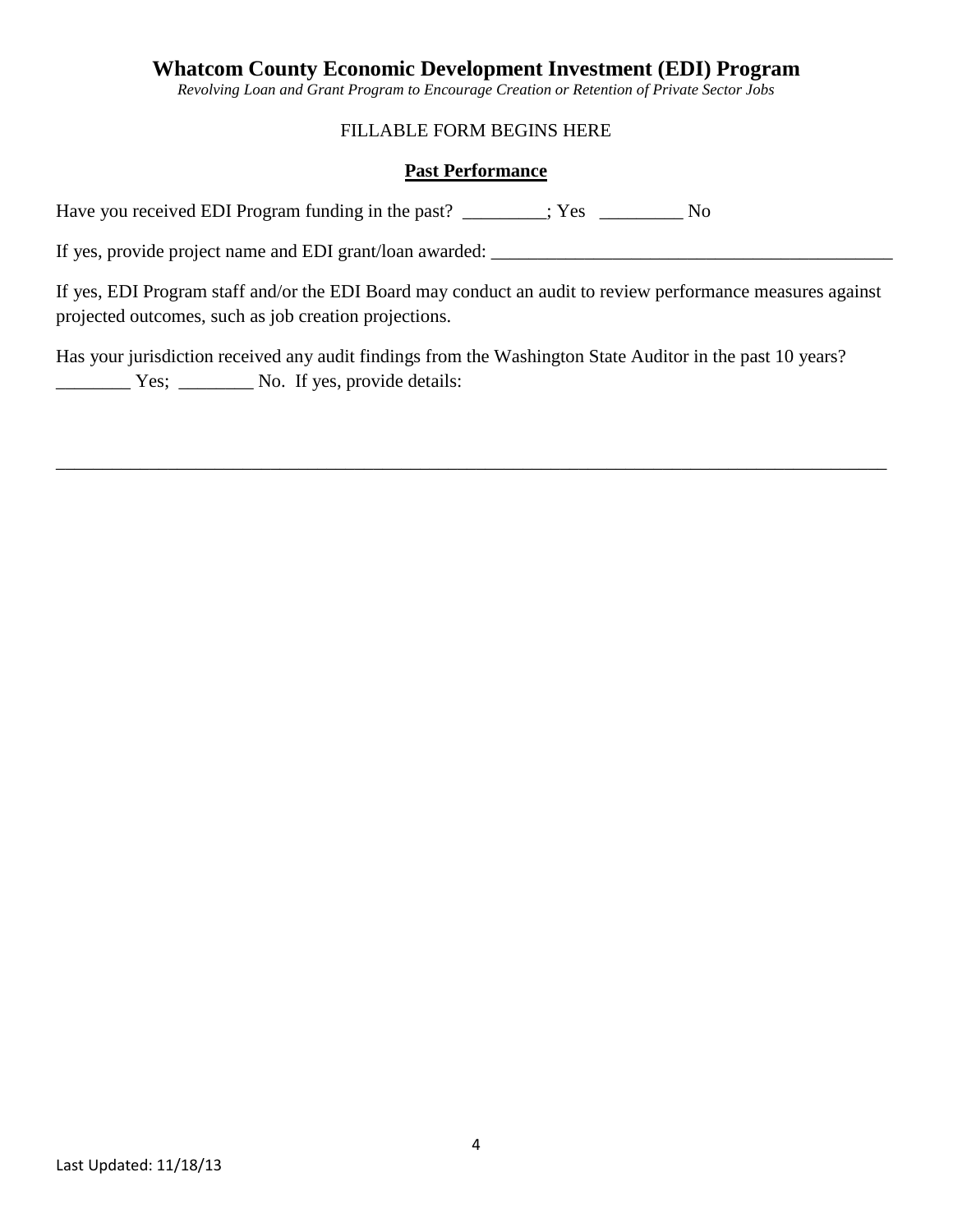# Whatcom County Economic Development Investment (EDI) Program

*Revolving Loan and Grant Program to Encourage Creation or Retention of Private Sector Jobs*

FILLABLE FORM BEGINS HERE

## Past Performance

Have you received EDI Program funding in the past? _________; Yes _________ No

If yes, provide project name and EDI grant/loan awarded: ____________________________________________

If yes, EDI Program staff and/or the EDI Board may conduct an audit to review performance measures against projected outcomes, such as job creation projections.

Has your jurisdiction received any audit findings from the Washington State Auditor in the past 10 years? ________ Yes; ________ No. If yes, provide details:

_____________________________________________________________________________________________

Last Updated: 11/18/13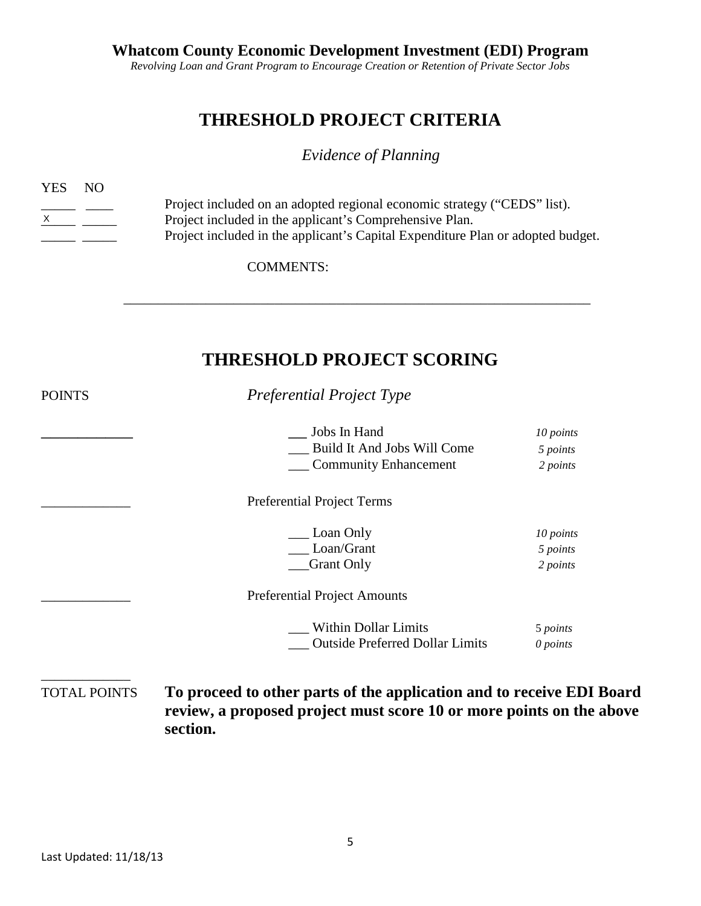**Whatcom County Economic Development Investment (EDI) Program**

*Revolving Loan and Grant Program to Encourage Creation or Retention of Private Sector Jobs*

# THRESHOLD PROJECT CRITERIA

*Evidence of Planning*

| YES | NO | |
|---|---|---|
| _____ | ____ | Project included on an adopted regional economic strategy (“CEDS” list). |
| X | _____ | Project included in the applicant’s Comprehensive Plan. |
| _____ | _____ | Project included in the applicant’s Capital Expenditure Plan or adopted budget. |

COMMENTS:

_______________________________________________________________

# THRESHOLD PROJECT SCORING

POINTS — *Preferential Project Type*

_____________

| | |
|---|---|
| ___ Jobs In Hand | *10 points* |
| ___ Build It And Jobs Will Come | *5 points* |
| ___ Community Enhancement | *2 points* |

_____________ Preferential Project Terms

| | |
|---|---|
| ___ Loan Only | *10 points* |
| ___ Loan/Grant | *5 points* |
| ___Grant Only | *2 points* |

_____________ Preferential Project Amounts

| | |
|---|---|
| ___ Within Dollar Limits | 5 *points* |
| ___ Outside Preferred Dollar Limits | *0 points* |

_____________

TOTAL POINTS **To proceed to other parts of the application and to receive EDI Board review, a proposed project must score 10 or more points on the above section.**

Last Updated: 11/18/13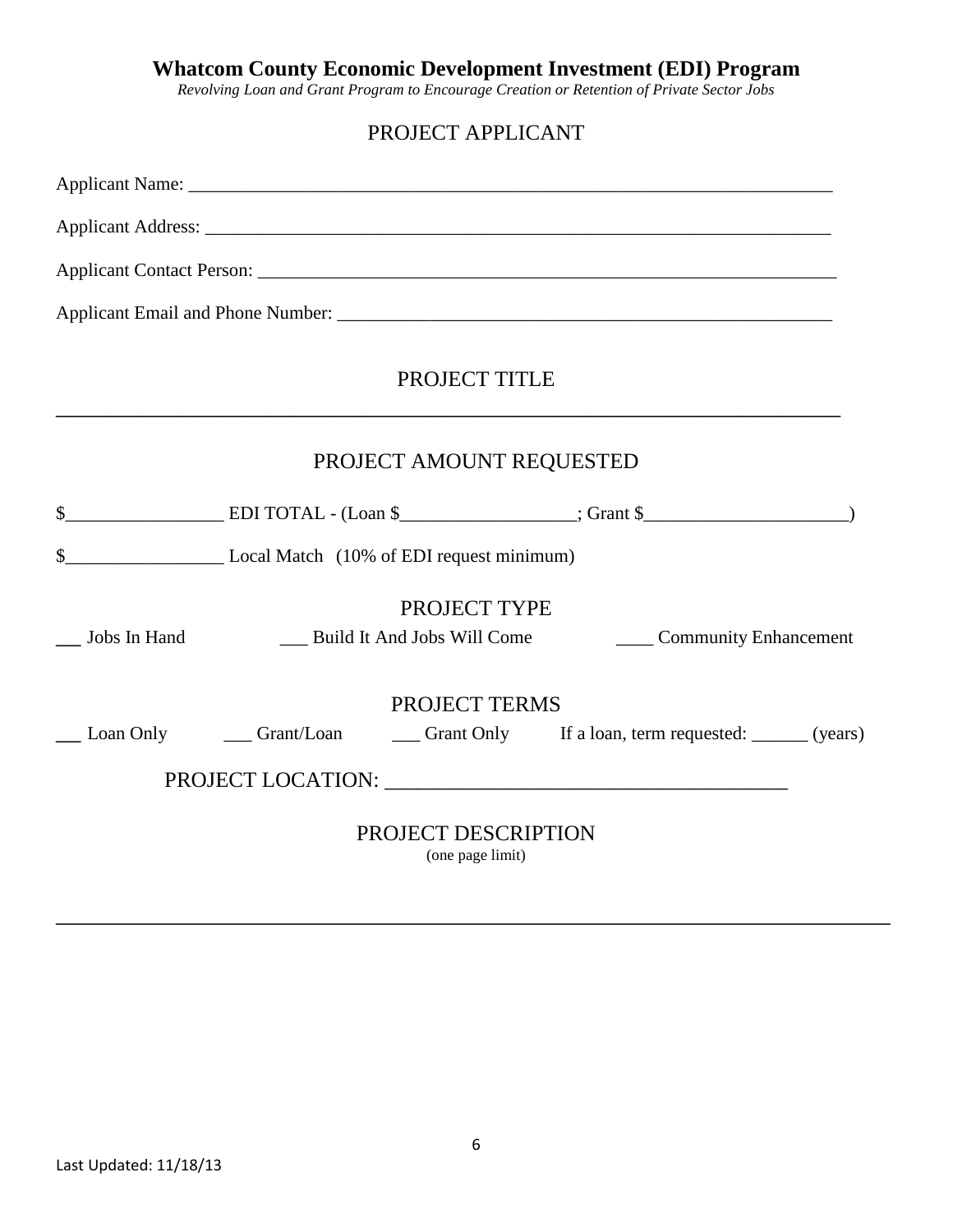# Whatcom County Economic Development Investment (EDI) Program

*Revolving Loan and Grant Program to Encourage Creation or Retention of Private Sector Jobs*

## PROJECT APPLICANT

Applicant Name: ___________________________________________________________________

Applicant Address: _________________________________________________________________

Applicant Contact Person: ____________________________________________________________

Applicant Email and Phone Number: ____________________________________________________

## PROJECT TITLE

___________________________________________________________________________________

## PROJECT AMOUNT REQUESTED

$________________ EDI TOTAL - (Loan $__________________; Grant $_____________________)

$________________ Local Match (10% of EDI request minimum)

## PROJECT TYPE

___ Jobs In Hand ___ Build It And Jobs Will Come ____ Community Enhancement

## PROJECT TERMS

___ Loan Only ___ Grant/Loan ___ Grant Only If a loan, term requested: ______ (years)

PROJECT LOCATION: _____________________________________

## PROJECT DESCRIPTION

(one page limit)

___________________________________________________________________________________

Last Updated: 11/18/13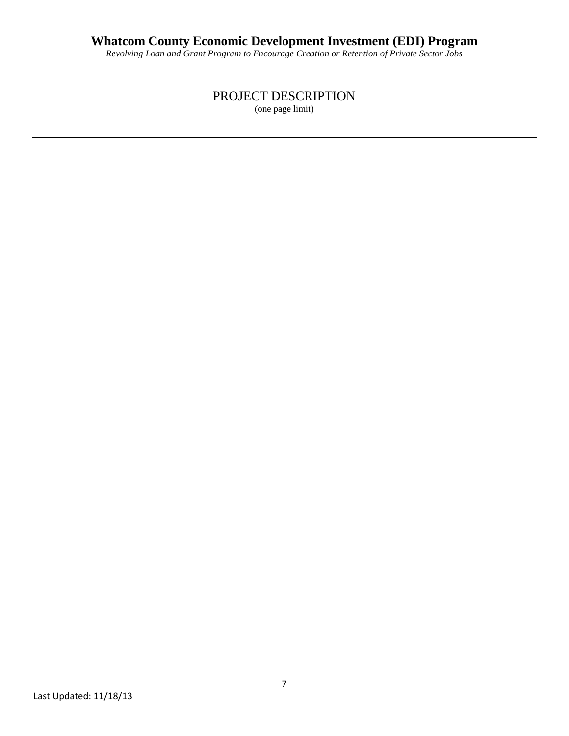# Whatcom County Economic Development Investment (EDI) Program

*Revolving Loan and Grant Program to Encourage Creation or Retention of Private Sector Jobs*

## PROJECT DESCRIPTION

(one page limit)

---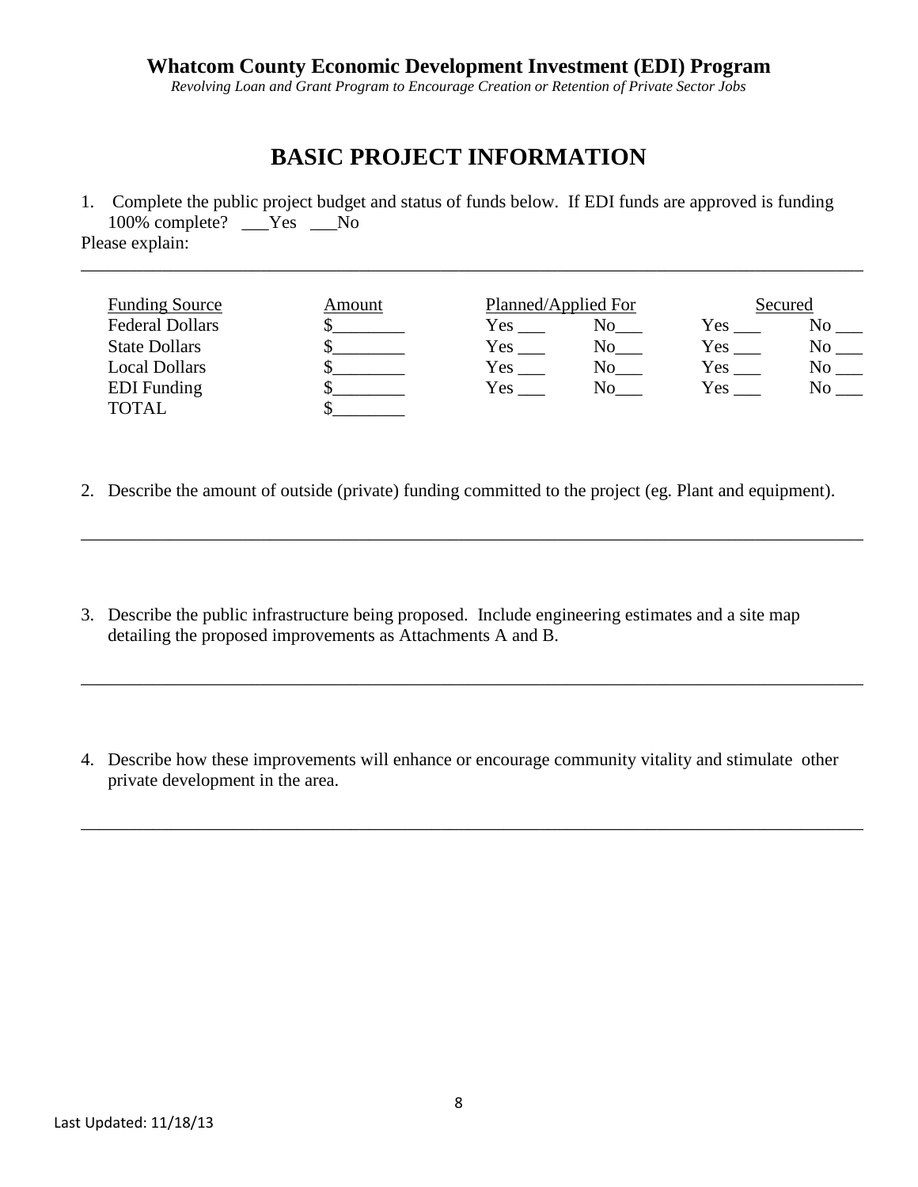**Whatcom County Economic Development Investment (EDI) Program**

*Revolving Loan and Grant Program to Encourage Creation or Retention of Private Sector Jobs*

# BASIC PROJECT INFORMATION

1. Complete the public project budget and status of funds below. If EDI funds are approved is funding 100% complete? ___Yes ___No

Please explain:

_____________________________________________________________________________________

| Funding Source | Amount | Planned/Applied For | | Secured | |
|---|---|---|---|---|---|
| Federal Dollars | $________ | Yes ___ | No___ | Yes ___ | No ___ |
| State Dollars | $________ | Yes ___ | No___ | Yes ___ | No ___ |
| Local Dollars | $________ | Yes ___ | No___ | Yes ___ | No ___ |
| EDI Funding | $________ | Yes ___ | No___ | Yes ___ | No ___ |
| TOTAL | $________ | | | | |

2. Describe the amount of outside (private) funding committed to the project (eg. Plant and equipment).

_____________________________________________________________________________________

3. Describe the public infrastructure being proposed. Include engineering estimates and a site map detailing the proposed improvements as Attachments A and B.

_____________________________________________________________________________________

4. Describe how these improvements will enhance or encourage community vitality and stimulate other private development in the area.

_____________________________________________________________________________________

Last Updated: 11/18/13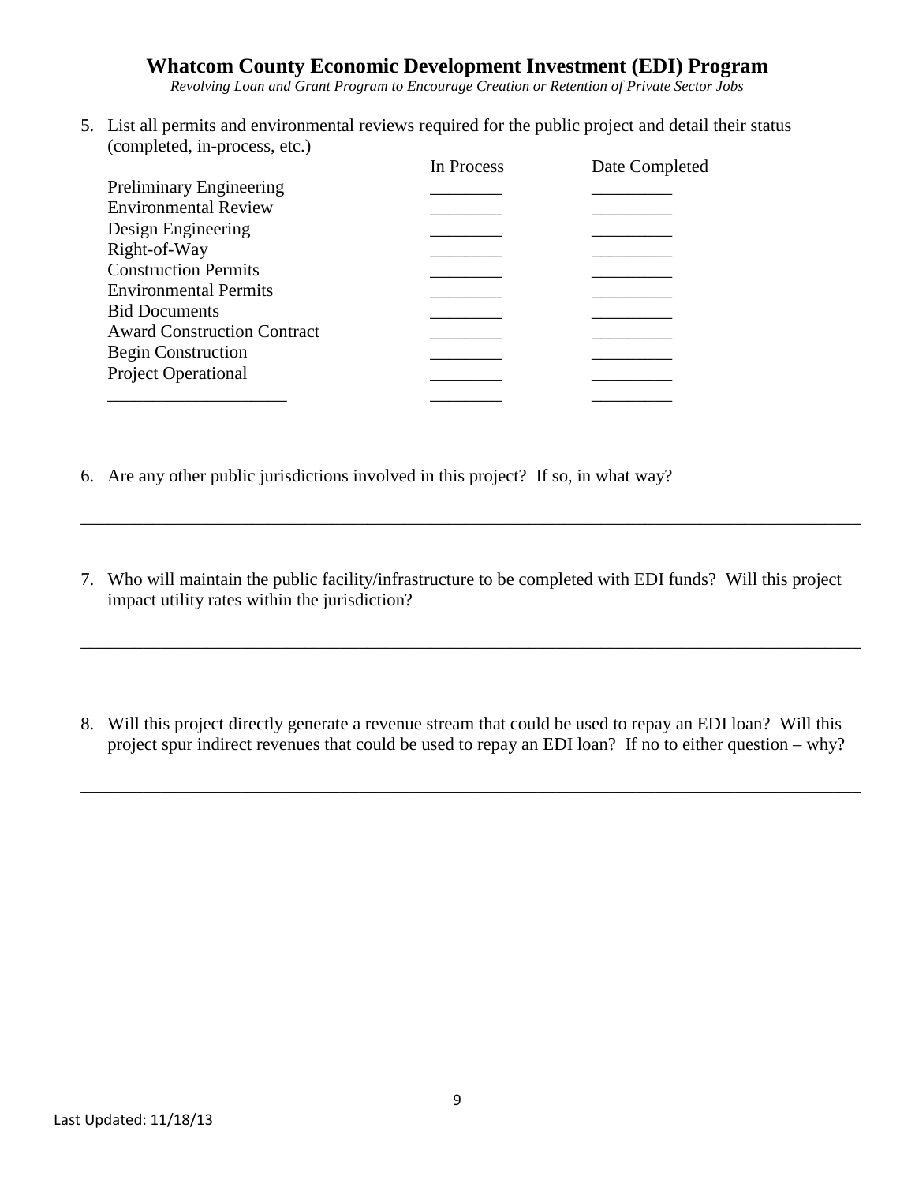# Whatcom County Economic Development Investment (EDI) Program

*Revolving Loan and Grant Program to Encourage Creation or Retention of Private Sector Jobs*

5. List all permits and environmental reviews required for the public project and detail their status (completed, in-process, etc.)

| | In Process | Date Completed |
|---|---|---|
| Preliminary Engineering | ________ | _________ |
| Environmental Review | ________ | _________ |
| Design Engineering | ________ | _________ |
| Right-of-Way | ________ | _________ |
| Construction Permits | ________ | _________ |
| Environmental Permits | ________ | _________ |
| Bid Documents | ________ | _________ |
| Award Construction Contract | ________ | _________ |
| Begin Construction | ________ | _________ |
| Project Operational | ________ | _________ |
| ____________________ | ________ | _________ |

6. Are any other public jurisdictions involved in this project? If so, in what way?

_____________________________________________________________________________________

7. Who will maintain the public facility/infrastructure to be completed with EDI funds? Will this project impact utility rates within the jurisdiction?

_____________________________________________________________________________________

8. Will this project directly generate a revenue stream that could be used to repay an EDI loan? Will this project spur indirect revenues that could be used to repay an EDI loan? If no to either question – why?

_____________________________________________________________________________________

Last Updated: 11/18/13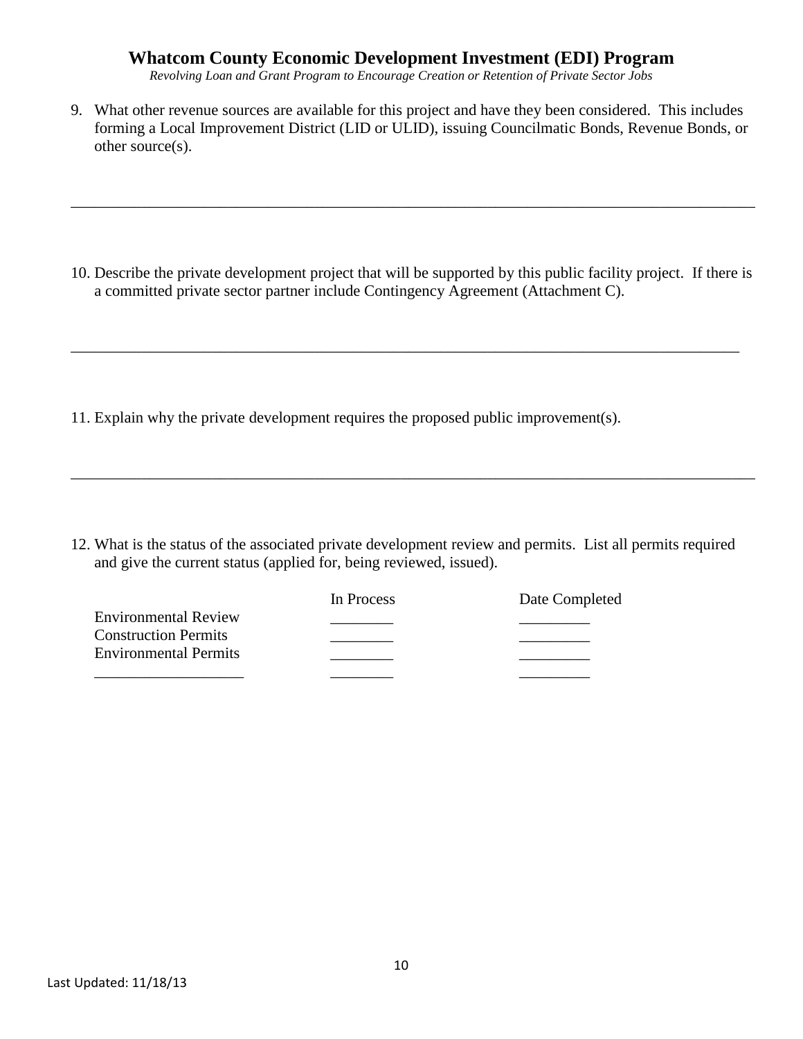9. What other revenue sources are available for this project and have they been considered. This includes forming a Local Improvement District (LID or ULID), issuing Councilmatic Bonds, Revenue Bonds, or other source(s).

_____________________________________________________________________________________________

10. Describe the private development project that will be supported by this public facility project. If there is a committed private sector partner include Contingency Agreement (Attachment C).

_____________________________________________________________________________________________

11. Explain why the private development requires the proposed public improvement(s).

_____________________________________________________________________________________________

12. What is the status of the associated private development review and permits. List all permits required and give the current status (applied for, being reviewed, issued).

| | In Process | Date Completed |
|---|---|---|
| Environmental Review | ________ | _________ |
| Construction Permits | ________ | _________ |
| Environmental Permits | ________ | _________ |
| ___________________ | ________ | _________ |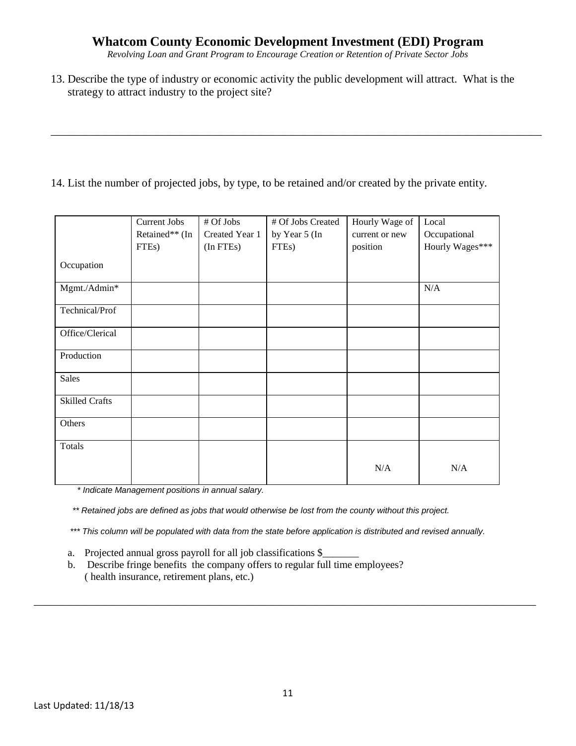# Whatcom County Economic Development Investment (EDI) Program

*Revolving Loan and Grant Program to Encourage Creation or Retention of Private Sector Jobs*

13. Describe the type of industry or economic activity the public development will attract. What is the strategy to attract industry to the project site?

---

14. List the number of projected jobs, by type, to be retained and/or created by the private entity.

| Occupation | Current Jobs Retained** (In FTEs) | # Of Jobs Created Year 1 (In FTEs) | # Of Jobs Created by Year 5 (In FTEs) | Hourly Wage of current or new position | Local Occupational Hourly Wages*** |
|---|---|---|---|---|---|
| Mgmt./Admin* | | | | | N/A |
| Technical/Prof | | | | | |
| Office/Clerical | | | | | |
| Production | | | | | |
| Sales | | | | | |
| Skilled Crafts | | | | | |
| Others | | | | | |
| Totals | | | | N/A | N/A |

*\* Indicate Management positions in annual salary.*

*\*\* Retained jobs are defined as jobs that would otherwise be lost from the county without this project.*

*\*\*\* This column will be populated with data from the state before application is distributed and revised annually.*

a. Projected annual gross payroll for all job classifications $_______

b. Describe fringe benefits the company offers to regular full time employees? ( health insurance, retirement plans, etc.)

---

Last Updated: 11/18/13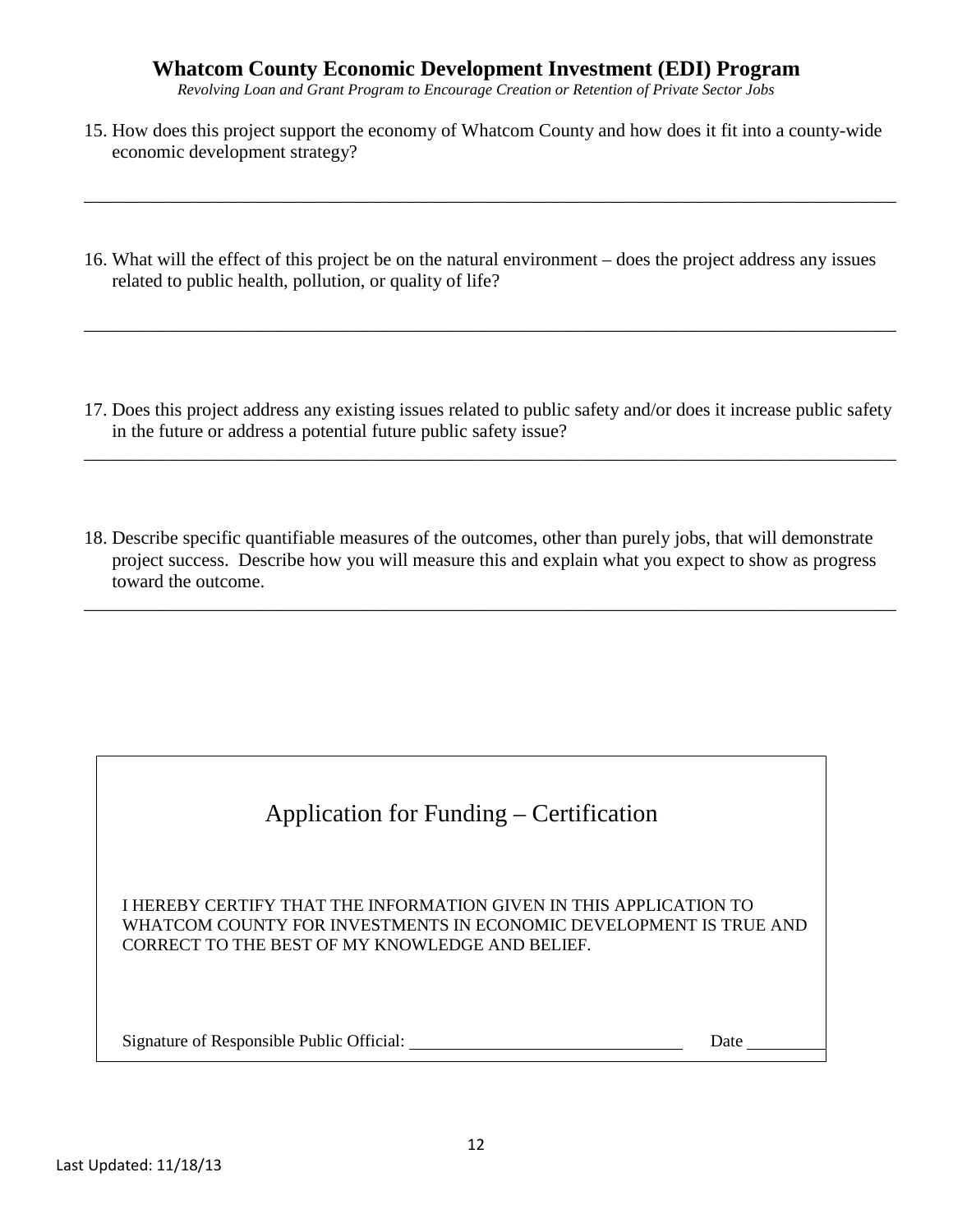15. How does this project support the economy of Whatcom County and how does it fit into a county-wide economic development strategy?

______________________________________________________________________________________

16. What will the effect of this project be on the natural environment – does the project address any issues related to public health, pollution, or quality of life?

______________________________________________________________________________________

17. Does this project address any existing issues related to public safety and/or does it increase public safety in the future or address a potential future public safety issue?

______________________________________________________________________________________

18. Describe specific quantifiable measures of the outcomes, other than purely jobs, that will demonstrate project success. Describe how you will measure this and explain what you expect to show as progress toward the outcome.

______________________________________________________________________________________

## Application for Funding – Certification

I HEREBY CERTIFY THAT THE INFORMATION GIVEN IN THIS APPLICATION TO WHATCOM COUNTY FOR INVESTMENTS IN ECONOMIC DEVELOPMENT IS TRUE AND CORRECT TO THE BEST OF MY KNOWLEDGE AND BELIEF.

Signature of Responsible Public Official: ________________________________ Date __________

Last Updated: 11/18/13